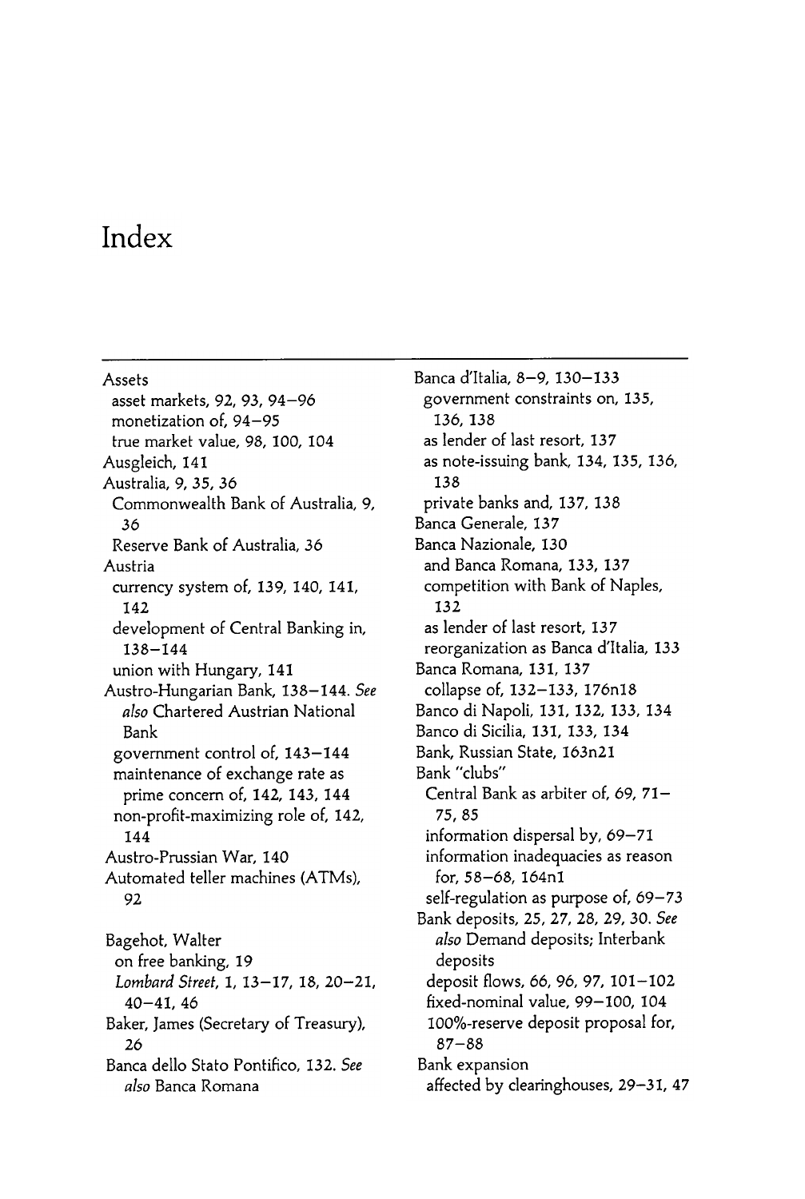# Index

Assets
- asset markets, 92, 93, 94–96
- monetization of, 94–95
- true market value, 98, 100, 104

Ausgleich, 141

Australia, 9, 35, 36
- Commonwealth Bank of Australia, 9, 36
- Reserve Bank of Australia, 36

Austria
- currency system of, 139, 140, 141, 142
- development of Central Banking in, 138–144
- union with Hungary, 141

Austro-Hungarian Bank, 138–144. *See also* Chartered Austrian National Bank
- government control of, 143–144
- maintenance of exchange rate as prime concern of, 142, 143, 144
- non-profit-maximizing role of, 142, 144

Austro-Prussian War, 140

Automated teller machines (ATMs), 92

Bagehot, Walter
- on free banking, 19
- *Lombard Street*, 1, 13–17, 18, 20–21, 40–41, 46

Baker, James (Secretary of Treasury), 26

Banca dello Stato Pontifico, 132. *See also* Banca Romana

Banca d'Italia, 8–9, 130–133
- government constraints on, 135, 136, 138
- as lender of last resort, 137
- as note-issuing bank, 134, 135, 136, 138
- private banks and, 137, 138

Banca Generale, 137

Banca Nazionale, 130
- and Banca Romana, 133, 137
- competition with Bank of Naples, 132
- as lender of last resort, 137
- reorganization as Banca d'Italia, 133

Banca Romana, 131, 137
- collapse of, 132–133, 176n18

Banco di Napoli, 131, 132, 133, 134

Banco di Sicilia, 131, 133, 134

Bank, Russian State, 163n21

Bank "clubs"
- Central Bank as arbiter of, 69, 71–75, 85
- information dispersal by, 69–71
- information inadequacies as reason for, 58–68, 164n1
- self-regulation as purpose of, 69–73

Bank deposits, 25, 27, 28, 29, 30. *See also* Demand deposits; Interbank deposits
- deposit flows, 66, 96, 97, 101–102
- fixed-nominal value, 99–100, 104
- 100%-reserve deposit proposal for, 87–88

Bank expansion
- affected by clearinghouses, 29–31, 47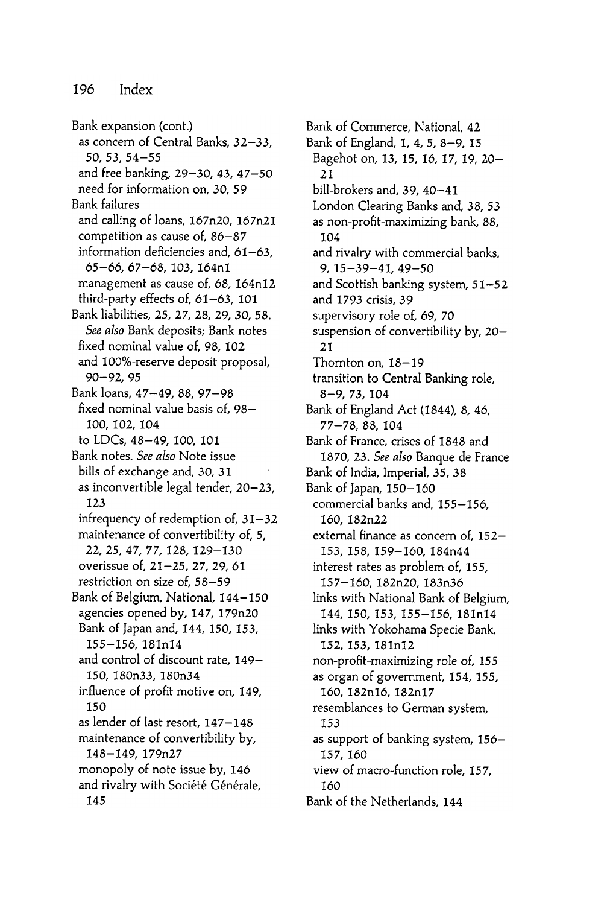Bank expansion (cont.)
- as concern of Central Banks, 32–33, 50, 53, 54–55
- and free banking, 29–30, 43, 47–50
- need for information on, 30, 59

Bank failures
- and calling of loans, 167n20, 167n21
- competition as cause of, 86–87
- information deficiencies and, 61–63, 65–66, 67–68, 103, 164n1
- management as cause of, 68, 164n12
- third-party effects of, 61–63, 101

Bank liabilities, 25, 27, 28, 29, 30, 58. *See also* Bank deposits; Bank notes
- fixed nominal value of, 98, 102
- and 100%-reserve deposit proposal, 90–92, 95

Bank loans, 47–49, 88, 97–98
- fixed nominal value basis of, 98–100, 102, 104
- to LDCs, 48–49, 100, 101

Bank notes. *See also* Note issue
- bills of exchange and, 30, 31
- as inconvertible legal tender, 20–23, 123
- infrequency of redemption of, 31–32
- maintenance of convertibility of, 5, 22, 25, 47, 77, 128, 129–130
- overissue of, 21–25, 27, 29, 61
- restriction on size of, 58–59

Bank of Belgium, National, 144–150
- agencies opened by, 147, 179n20
- Bank of Japan and, 144, 150, 153, 155–156, 181n14
- and control of discount rate, 149–150, 180n33, 180n34
- influence of profit motive on, 149, 150
- as lender of last resort, 147–148
- maintenance of convertibility by, 148–149, 179n27
- monopoly of note issue by, 146
- and rivalry with Société Générale, 145

Bank of Commerce, National, 42

Bank of England, 1, 4, 5, 8–9, 15
- Bagehot on, 13, 15, 16, 17, 19, 20–21
- bill-brokers and, 39, 40–41
- London Clearing Banks and, 38, 53
- as non-profit-maximizing bank, 88, 104
- and rivalry with commercial banks, 9, 15–39–41, 49–50
- and Scottish banking system, 51–52
- and 1793 crisis, 39
- supervisory role of, 69, 70
- suspension of convertibility by, 20–21
- Thornton on, 18–19
- transition to Central Banking role, 8–9, 73, 104

Bank of England Act (1844), 8, 46, 77–78, 88, 104

Bank of France, crises of 1848 and 1870, 23. *See also* Banque de France

Bank of India, Imperial, 35, 38

Bank of Japan, 150–160
- commercial banks and, 155–156, 160, 182n22
- external finance as concern of, 152–153, 158, 159–160, 184n44
- interest rates as problem of, 155, 157–160, 182n20, 183n36
- links with National Bank of Belgium, 144, 150, 153, 155–156, 181n14
- links with Yokohama Specie Bank, 152, 153, 181n12
- non-profit-maximizing role of, 155
- as organ of government, 154, 155, 160, 182n16, 182n17
- resemblances to German system, 153
- as support of banking system, 156–157, 160
- view of macro-function role, 157, 160

Bank of the Netherlands, 144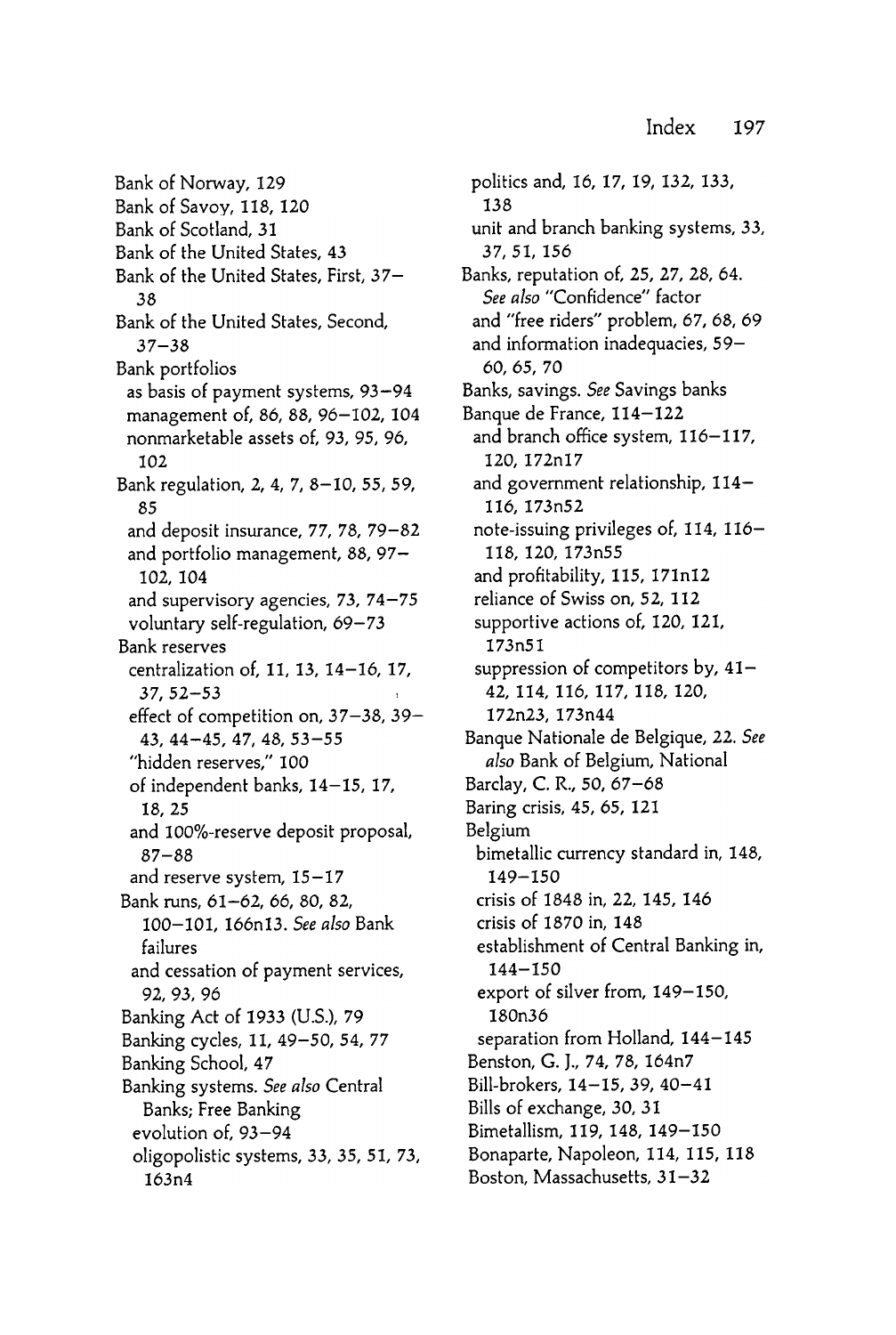Bank of Norway, 129
Bank of Savoy, 118, 120
Bank of Scotland, 31
Bank of the United States, 43
Bank of the United States, First, 37–38
Bank of the United States, Second, 37–38
Bank portfolios
  as basis of payment systems, 93–94
  management of, 86, 88, 96–102, 104
  nonmarketable assets of, 93, 95, 96, 102
Bank regulation, 2, 4, 7, 8–10, 55, 59, 85
  and deposit insurance, 77, 78, 79–82
  and portfolio management, 88, 97–102, 104
  and supervisory agencies, 73, 74–75
  voluntary self-regulation, 69–73
Bank reserves
  centralization of, 11, 13, 14–16, 17, 37, 52–53
  effect of competition on, 37–38, 39–43, 44–45, 47, 48, 53–55
  "hidden reserves," 100
  of independent banks, 14–15, 17, 18, 25
  and 100%-reserve deposit proposal, 87–88
  and reserve system, 15–17
Bank runs, 61–62, 66, 80, 82, 100–101, 166n13. *See also* Bank failures
  and cessation of payment services, 92, 93, 96
Banking Act of 1933 (U.S.), 79
Banking cycles, 11, 49–50, 54, 77
Banking School, 47
Banking systems. *See also* Central Banks; Free Banking
  evolution of, 93–94
  oligopolistic systems, 33, 35, 51, 73, 163n4
  politics and, 16, 17, 19, 132, 133, 138
  unit and branch banking systems, 33, 37, 51, 156
Banks, reputation of, 25, 27, 28, 64. *See also* "Confidence" factor
  and "free riders" problem, 67, 68, 69
  and information inadequacies, 59–60, 65, 70
Banks, savings. *See* Savings banks
Banque de France, 114–122
  and branch office system, 116–117, 120, 172n17
  and government relationship, 114–116, 173n52
  note-issuing privileges of, 114, 116–118, 120, 173n55
  and profitability, 115, 171n12
  reliance of Swiss on, 52, 112
  supportive actions of, 120, 121, 173n51
  suppression of competitors by, 41–42, 114, 116, 117, 118, 120, 172n23, 173n44
Banque Nationale de Belgique, 22. *See also* Bank of Belgium, National
Barclay, C. R., 50, 67–68
Baring crisis, 45, 65, 121
Belgium
  bimetallic currency standard in, 148, 149–150
  crisis of 1848 in, 22, 145, 146
  crisis of 1870 in, 148
  establishment of Central Banking in, 144–150
  export of silver from, 149–150, 180n36
  separation from Holland, 144–145
Benston, G. J., 74, 78, 164n7
Bill-brokers, 14–15, 39, 40–41
Bills of exchange, 30, 31
Bimetallism, 119, 148, 149–150
Bonaparte, Napoleon, 114, 115, 118
Boston, Massachusetts, 31–32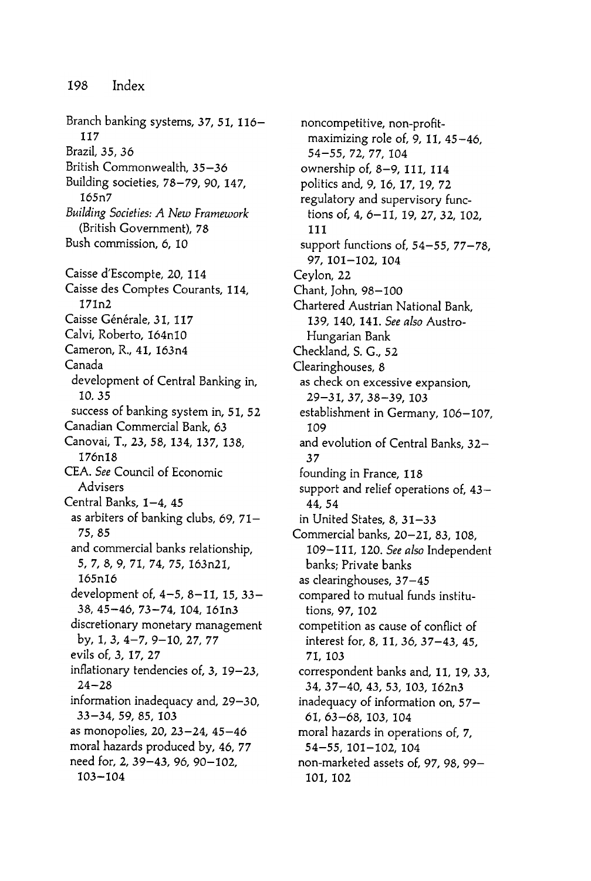Branch banking systems, 37, 51, 116–117
Brazil, 35, 36
British Commonwealth, 35–36
Building societies, 78–79, 90, 147, 165n7
*Building Societies: A New Framework* (British Government), 78
Bush commission, 6, 10

Caisse d'Escompte, 20, 114
Caisse des Comptes Courants, 114, 171n2
Caisse Générale, 31, 117
Calvi, Roberto, 164n10
Cameron, R., 41, 163n4
Canada
  development of Central Banking in, 10. 35
  success of banking system in, 51, 52
Canadian Commercial Bank, 63
Canovai, T., 23, 58, 134, 137, 138, 176n18
CEA. *See* Council of Economic Advisers
Central Banks, 1–4, 45
  as arbiters of banking clubs, 69, 71–75, 85
  and commercial banks relationship, 5, 7, 8, 9, 71, 74, 75, 163n21, 165n16
  development of, 4–5, 8–11, 15, 33–38, 45–46, 73–74, 104, 161n3
  discretionary monetary management by, 1, 3, 4–7, 9–10, 27, 77
  evils of, 3, 17, 27
  inflationary tendencies of, 3, 19–23, 24–28
  information inadequacy and, 29–30, 33–34, 59, 85, 103
  as monopolies, 20, 23–24, 45–46
  moral hazards produced by, 46, 77
  need for, 2, 39–43, 96, 90–102, 103–104
  noncompetitive, non-profit-maximizing role of, 9, 11, 45–46, 54–55, 72, 77, 104
  ownership of, 8–9, 111, 114
  politics and, 9, 16, 17, 19, 72
  regulatory and supervisory functions of, 4, 6–11, 19, 27, 32, 102, 111
  support functions of, 54–55, 77–78, 97, 101–102, 104
Ceylon, 22
Chant, John, 98–100
Chartered Austrian National Bank, 139, 140, 141. *See also* Austro-Hungarian Bank
Checkland, S. G., 52
Clearinghouses, 8
  as check on excessive expansion, 29–31, 37, 38–39, 103
  establishment in Germany, 106–107, 109
  and evolution of Central Banks, 32–37
  founding in France, 118
  support and relief operations of, 43–44, 54
  in United States, 8, 31–33
Commercial banks, 20–21, 83, 108, 109–111, 120. *See also* Independent banks; Private banks
  as clearinghouses, 37–45
  compared to mutual funds institutions, 97, 102
  competition as cause of conflict of interest for, 8, 11, 36, 37–43, 45, 71, 103
  correspondent banks and, 11, 19, 33, 34, 37–40, 43, 53, 103, 162n3
  inadequacy of information on, 57–61, 63–68, 103, 104
  moral hazards in operations of, 7, 54–55, 101–102, 104
  non-marketed assets of, 97, 98, 99–101, 102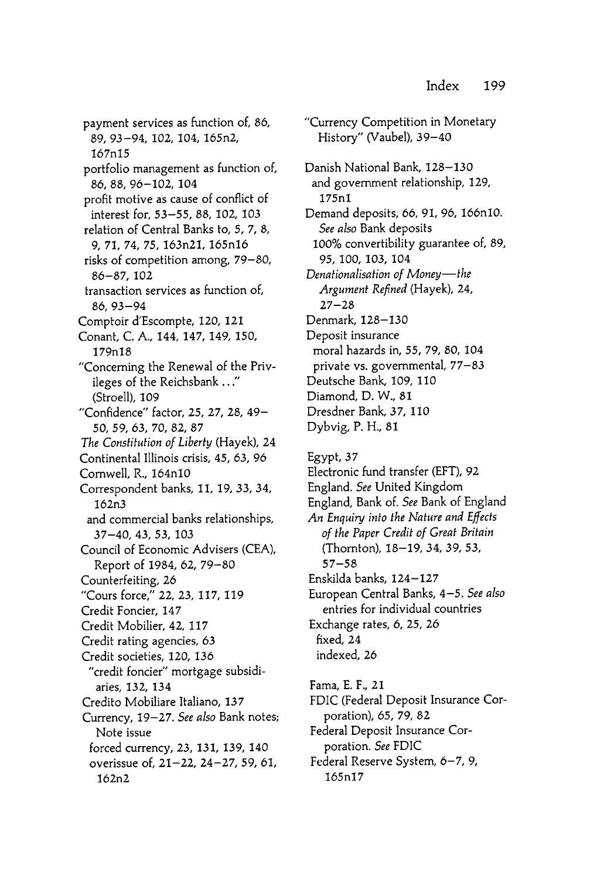payment services as function of, 86, 89, 93–94, 102, 104, 165n2, 167n15
portfolio management as function of, 86, 88, 96–102, 104
profit motive as cause of conflict of interest for, 53–55, 88, 102, 103
relation of Central Banks to, 5, 7, 8, 9, 71, 74, 75, 163n21, 165n16
risks of competition among, 79–80, 86–87, 102
transaction services as function of, 86, 93–94

Comptoir d'Escompte, 120, 121
Conant, C. A., 144, 147, 149, 150, 179n18
"Concerning the Renewal of the Privileges of the Reichsbank . . ." (Stroell), 109
"Confidence" factor, 25, 27, 28, 49–50, 59, 63, 70, 82, 87
*The Constitution of Liberty* (Hayek), 24
Continental Illinois crisis, 45, 63, 96
Cornwell, R., 164n10
Correspondent banks, 11, 19, 33, 34, 162n3
and commercial banks relationships, 37–40, 43, 53, 103
Council of Economic Advisers (CEA), Report of 1984, 62, 79–80
Counterfeiting, 26
"Cours force," 22, 23, 117, 119
Credit Foncier, 147
Credit Mobilier, 42, 117
Credit rating agencies, 63
Credit societies, 120, 136
"credit foncier" mortgage subsidiaries, 132, 134
Credito Mobiliare Italiano, 137
Currency, 19–27. *See also* Bank notes; Note issue
forced currency, 23, 131, 139, 140
overissue of, 21–22, 24–27, 59, 61, 162n2

"Currency Competition in Monetary History" (Vaubel), 39–40

Danish National Bank, 128–130
and government relationship, 129, 175n1
Demand deposits, 66, 91, 96, 166n10. *See also* Bank deposits
100% convertibility guarantee of, 89, 95, 100, 103, 104
*Denationalisation of Money—the Argument Refined* (Hayek), 24, 27–28
Denmark, 128–130
Deposit insurance
moral hazards in, 55, 79, 80, 104
private vs. governmental, 77–83
Deutsche Bank, 109, 110
Diamond, D. W., 81
Dresdner Bank, 37, 110
Dybvig, P. H., 81

Egypt, 37
Electronic fund transfer (EFT), 92
England. *See* United Kingdom
England, Bank of. *See* Bank of England
*An Enquiry into the Nature and Effects of the Paper Credit of Great Britain* (Thornton), 18–19, 34, 39, 53, 57–58
Enskilda banks, 124–127
European Central Banks, 4–5. *See also* entries for individual countries
Exchange rates, 6, 25, 26
fixed, 24
indexed, 26

Fama, E. F., 21
FDIC (Federal Deposit Insurance Corporation), 65, 79, 82
Federal Deposit Insurance Corporation. *See* FDIC
Federal Reserve System, 6–7, 9, 165n17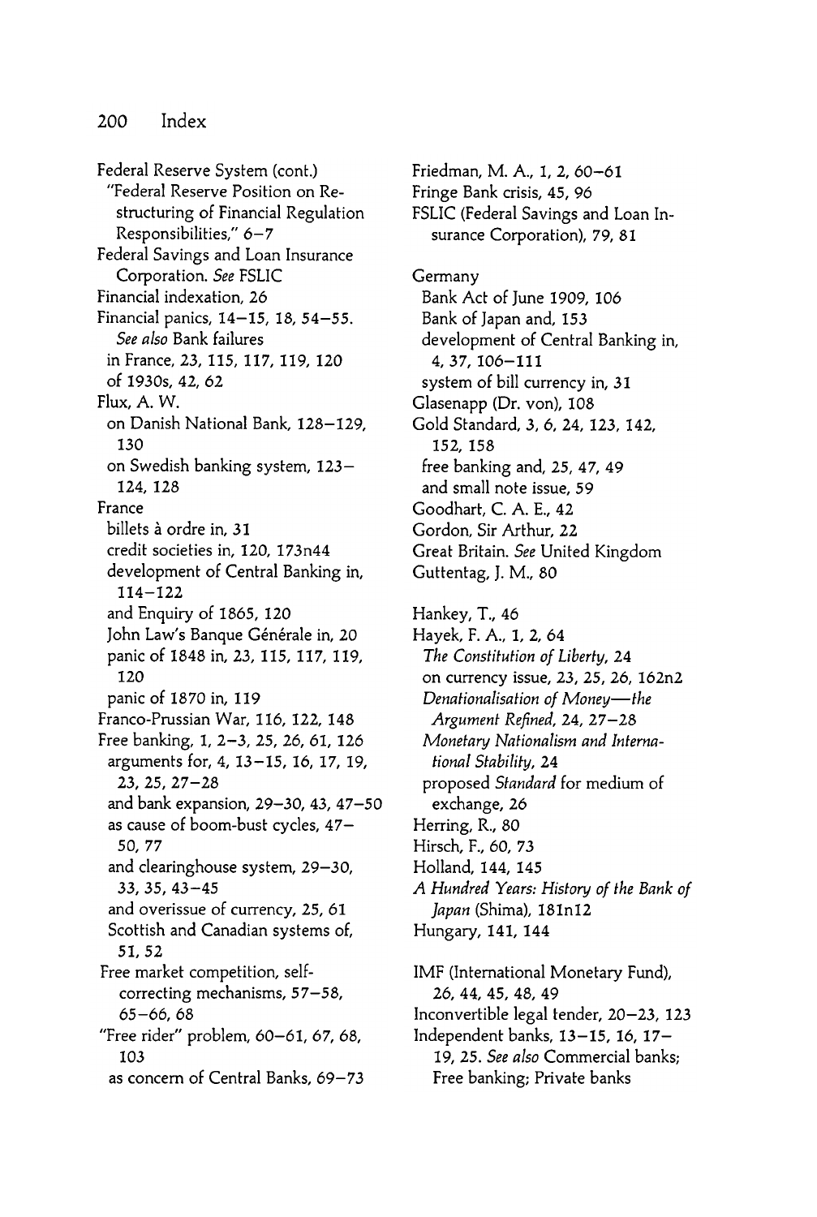Federal Reserve System (cont.)
  "Federal Reserve Position on Restructuring of Financial Regulation Responsibilities," 6–7
Federal Savings and Loan Insurance Corporation. *See* FSLIC
Financial indexation, 26
Financial panics, 14–15, 18, 54–55. *See also* Bank failures
  in France, 23, 115, 117, 119, 120
  of 1930s, 42, 62
Flux, A. W.
  on Danish National Bank, 128–129, 130
  on Swedish banking system, 123–124, 128
France
  billets à ordre in, 31
  credit societies in, 120, 173n44
  development of Central Banking in, 114–122
  and Enquiry of 1865, 120
  John Law's Banque Générale in, 20
  panic of 1848 in, 23, 115, 117, 119, 120
  panic of 1870 in, 119
Franco-Prussian War, 116, 122, 148
Free banking, 1, 2–3, 25, 26, 61, 126
  arguments for, 4, 13–15, 16, 17, 19, 23, 25, 27–28
  and bank expansion, 29–30, 43, 47–50
  as cause of boom-bust cycles, 47–50, 77
  and clearinghouse system, 29–30, 33, 35, 43–45
  and overissue of currency, 25, 61
  Scottish and Canadian systems of, 51, 52
Free market competition, self-correcting mechanisms, 57–58, 65–66, 68
"Free rider" problem, 60–61, 67, 68, 103
  as concern of Central Banks, 69–73

Friedman, M. A., 1, 2, 60–61
Fringe Bank crisis, 45, 96
FSLIC (Federal Savings and Loan Insurance Corporation), 79, 81

Germany
  Bank Act of June 1909, 106
  Bank of Japan and, 153
  development of Central Banking in, 4, 37, 106–111
  system of bill currency in, 31
Glasenapp (Dr. von), 108
Gold Standard, 3, 6, 24, 123, 142, 152, 158
  free banking and, 25, 47, 49
  and small note issue, 59
Goodhart, C. A. E., 42
Gordon, Sir Arthur, 22
Great Britain. *See* United Kingdom
Guttentag, J. M., 80

Hankey, T., 46
Hayek, F. A., 1, 2, 64
  *The Constitution of Liberty*, 24
  on currency issue, 23, 25, 26, 162n2
  *Denationalisation of Money—the Argument Refined*, 24, 27–28
  *Monetary Nationalism and International Stability*, 24
  proposed *Standard* for medium of exchange, 26
Herring, R., 80
Hirsch, F., 60, 73
Holland, 144, 145
*A Hundred Years: History of the Bank of Japan* (Shima), 181n12
Hungary, 141, 144

IMF (International Monetary Fund), 26, 44, 45, 48, 49
Inconvertible legal tender, 20–23, 123
Independent banks, 13–15, 16, 17–19, 25. *See also* Commercial banks; Free banking; Private banks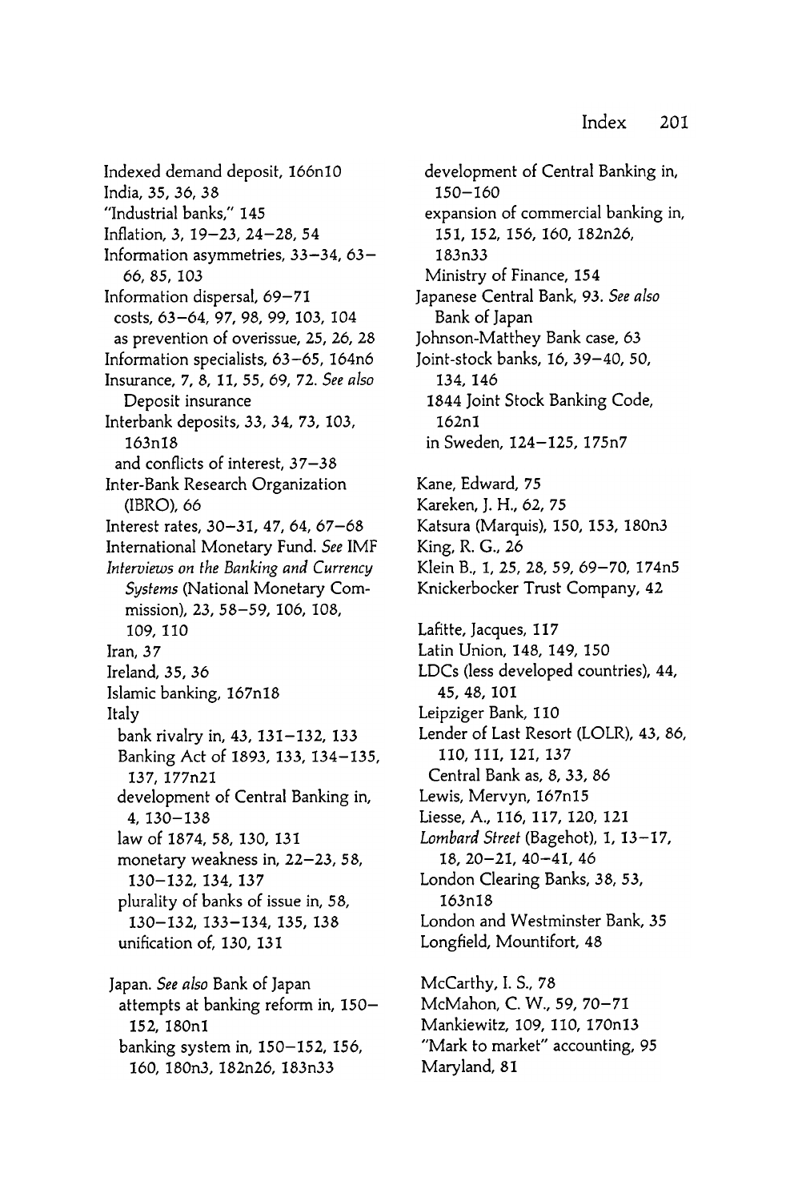Indexed demand deposit, 166n10
India, 35, 36, 38
"Industrial banks," 145
Inflation, 3, 19–23, 24–28, 54
Information asymmetries, 33–34, 63–66, 85, 103
Information dispersal, 69–71
  costs, 63–64, 97, 98, 99, 103, 104
  as prevention of overissue, 25, 26, 28
Information specialists, 63–65, 164n6
Insurance, 7, 8, 11, 55, 69, 72. *See also* Deposit insurance
Interbank deposits, 33, 34, 73, 103, 163n18
  and conflicts of interest, 37–38
Inter-Bank Research Organization (IBRO), 66
Interest rates, 30–31, 47, 64, 67–68
International Monetary Fund. *See* IMF
*Interviews on the Banking and Currency Systems* (National Monetary Commission), 23, 58–59, 106, 108, 109, 110
Iran, 37
Ireland, 35, 36
Islamic banking, 167n18
Italy
  bank rivalry in, 43, 131–132, 133
  Banking Act of 1893, 133, 134–135, 137, 177n21
  development of Central Banking in, 4, 130–138
  law of 1874, 58, 130, 131
  monetary weakness in, 22–23, 58, 130–132, 134, 137
  plurality of banks of issue in, 58, 130–132, 133–134, 135, 138
  unification of, 130, 131

Japan. *See also* Bank of Japan
  attempts at banking reform in, 150–152, 180n1
  banking system in, 150–152, 156, 160, 180n3, 182n26, 183n33
  development of Central Banking in, 150–160
  expansion of commercial banking in, 151, 152, 156, 160, 182n26, 183n33
  Ministry of Finance, 154
Japanese Central Bank, 93. *See also* Bank of Japan
Johnson-Matthey Bank case, 63
Joint-stock banks, 16, 39–40, 50, 134, 146
  1844 Joint Stock Banking Code, 162n1
  in Sweden, 124–125, 175n7

Kane, Edward, 75
Kareken, J. H., 62, 75
Katsura (Marquis), 150, 153, 180n3
King, R. G., 26
Klein B., 1, 25, 28, 59, 69–70, 174n5
Knickerbocker Trust Company, 42

Lafitte, Jacques, 117
Latin Union, 148, 149, 150
LDCs (less developed countries), 44, 45, 48, 101
Leipziger Bank, 110
Lender of Last Resort (LOLR), 43, 86, 110, 111, 121, 137
  Central Bank as, 8, 33, 86
Lewis, Mervyn, 167n15
Liesse, A., 116, 117, 120, 121
*Lombard Street* (Bagehot), 1, 13–17, 18, 20–21, 40–41, 46
London Clearing Banks, 38, 53, 163n18
London and Westminster Bank, 35
Longfield, Mountifort, 48

McCarthy, I. S., 78
McMahon, C. W., 59, 70–71
Mankiewitz, 109, 110, 170n13
"Mark to market" accounting, 95
Maryland, 81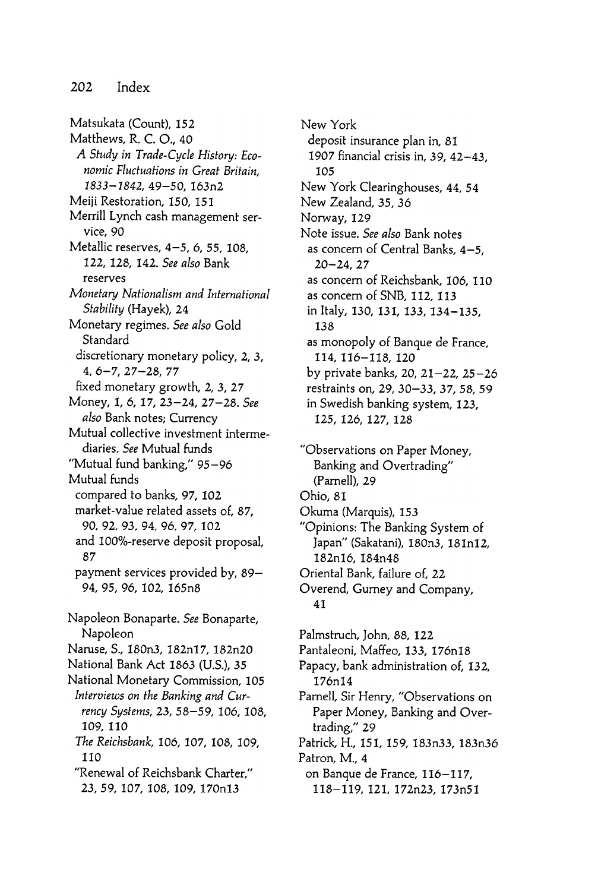Matsukata (Count), 152
Matthews, R. C. O., 40
  *A Study in Trade-Cycle History: Economic Fluctuations in Great Britain, 1833–1842*, 49–50, 163n2
Meiji Restoration, 150, 151
Merrill Lynch cash management service, 90
Metallic reserves, 4–5, 6, 55, 108, 122, 128, 142. *See also* Bank reserves
*Monetary Nationalism and International Stability* (Hayek), 24
Monetary regimes. *See also* Gold Standard
  discretionary monetary policy, 2, 3, 4, 6–7, 27–28, 77
  fixed monetary growth, 2, 3, 27
Money, 1, 6, 17, 23–24, 27–28. *See also* Bank notes; Currency
Mutual collective investment intermediaries. *See* Mutual funds
"Mutual fund banking," 95–96
Mutual funds
  compared to banks, 97, 102
  market-value related assets of, 87, 90, 92, 93, 94, 96, 97, 102
  and 100%-reserve deposit proposal, 87
  payment services provided by, 89–94, 95, 96, 102, 165n8

Napoleon Bonaparte. *See* Bonaparte, Napoleon
Naruse, S., 180n3, 182n17, 182n20
National Bank Act 1863 (U.S.), 35
National Monetary Commission, 105
  *Interviews on the Banking and Currency Systems*, 23, 58–59, 106, 108, 109, 110
  *The Reichsbank*, 106, 107, 108, 109, 110
  "Renewal of Reichsbank Charter," 23, 59, 107, 108, 109, 170n13

New York
  deposit insurance plan in, 81
  1907 financial crisis in, 39, 42–43, 105
New York Clearinghouses, 44, 54
New Zealand, 35, 36
Norway, 129
Note issue. *See also* Bank notes
  as concern of Central Banks, 4–5, 20–24, 27
  as concern of Reichsbank, 106, 110
  as concern of SNB, 112, 113
  in Italy, 130, 131, 133, 134–135, 138
  as monopoly of Banque de France, 114, 116–118, 120
  by private banks, 20, 21–22, 25–26
  restraints on, 29, 30–33, 37, 58, 59
  in Swedish banking system, 123, 125, 126, 127, 128

"Observations on Paper Money, Banking and Overtrading" (Parnell), 29
Ohio, 81
Okuma (Marquis), 153
"Opinions: The Banking System of Japan" (Sakatani), 180n3, 181n12, 182n16, 184n48
Oriental Bank, failure of, 22
Overend, Gurney and Company, 41

Palmstruch, John, 88, 122
Pantaleoni, Maffeo, 133, 176n18
Papacy, bank administration of, 132, 176n14
Parnell, Sir Henry, "Observations on Paper Money, Banking and Overtrading," 29
Patrick, H., 151, 159, 183n33, 183n36
Patron, M., 4
  on Banque de France, 116–117, 118–119, 121, 172n23, 173n51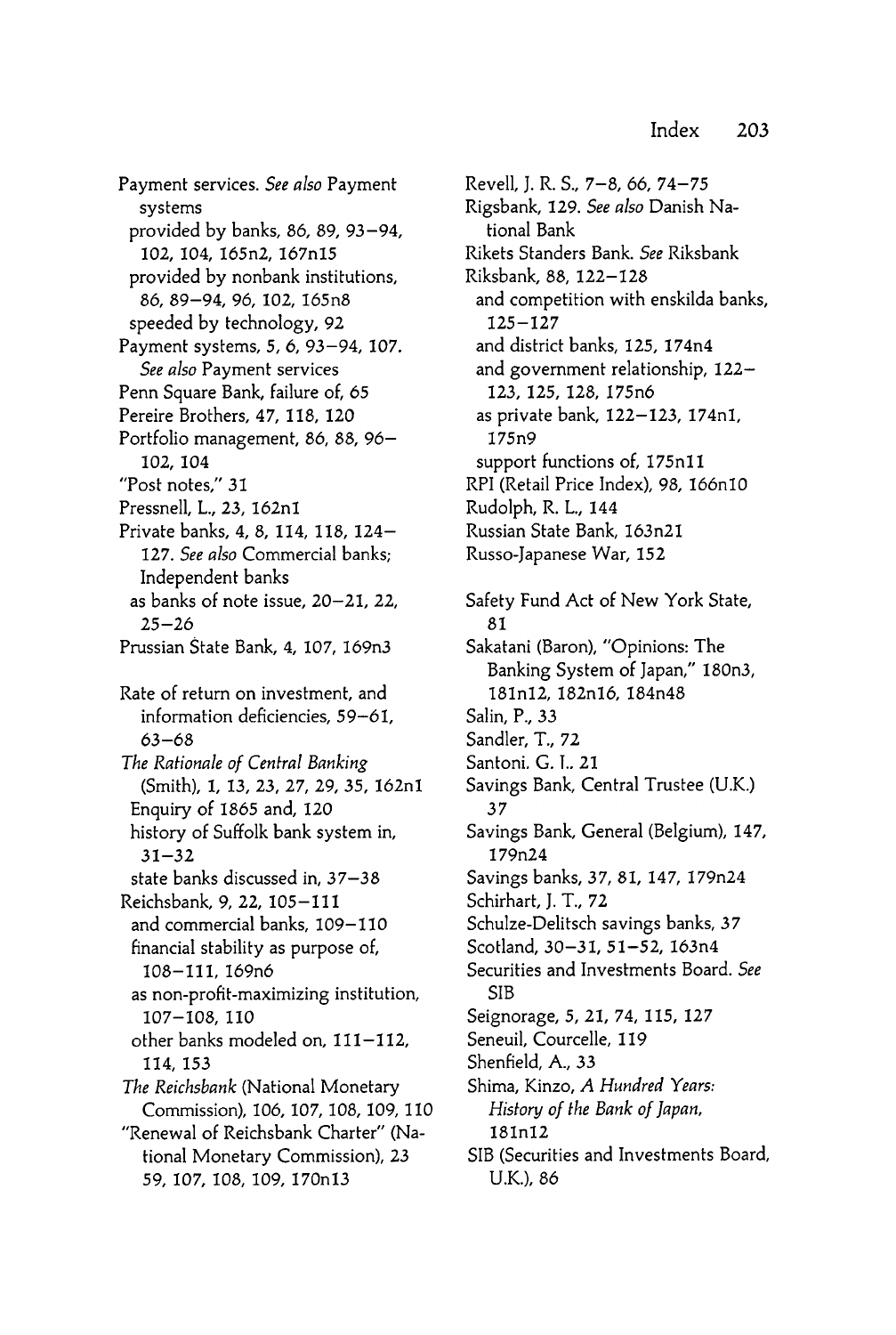Payment services. *See also* Payment systems
  provided by banks, 86, 89, 93–94, 102, 104, 165n2, 167n15
  provided by nonbank institutions, 86, 89–94, 96, 102, 165n8
  speeded by technology, 92
Payment systems, 5, 6, 93–94, 107. *See also* Payment services
Penn Square Bank, failure of, 65
Pereire Brothers, 47, 118, 120
Portfolio management, 86, 88, 96–102, 104
"Post notes," 31
Pressnell, L., 23, 162n1
Private banks, 4, 8, 114, 118, 124–127. *See also* Commercial banks; Independent banks
  as banks of note issue, 20–21, 22, 25–26
Prussian State Bank, 4, 107, 169n3

Rate of return on investment, and information deficiencies, 59–61, 63–68
*The Rationale of Central Banking* (Smith), 1, 13, 23, 27, 29, 35, 162n1
  Enquiry of 1865 and, 120
  history of Suffolk bank system in, 31–32
  state banks discussed in, 37–38
Reichsbank, 9, 22, 105–111
  and commercial banks, 109–110
  financial stability as purpose of, 108–111, 169n6
  as non-profit-maximizing institution, 107–108, 110
  other banks modeled on, 111–112, 114, 153
*The Reichsbank* (National Monetary Commission), 106, 107, 108, 109, 110
"Renewal of Reichsbank Charter" (National Monetary Commission), 23 59, 107, 108, 109, 170n13
Revell, J. R. S., 7–8, 66, 74–75
Rigsbank, 129. *See also* Danish National Bank
Rikets Standers Bank. *See* Riksbank
Riksbank, 88, 122–128
  and competition with enskilda banks, 125–127
  and district banks, 125, 174n4
  and government relationship, 122–123, 125, 128, 175n6
  as private bank, 122–123, 174n1, 175n9
  support functions of, 175n11
RPI (Retail Price Index), 98, 166n10
Rudolph, R. L., 144
Russian State Bank, 163n21
Russo-Japanese War, 152

Safety Fund Act of New York State, 81
Sakatani (Baron), "Opinions: The Banking System of Japan," 180n3, 181n12, 182n16, 184n48
Salin, P., 33
Sandler, T., 72
Santoni, G. I., 21
Savings Bank, Central Trustee (U.K.) 37
Savings Bank, General (Belgium), 147, 179n24
Savings banks, 37, 81, 147, 179n24
Schirhart, J. T., 72
Schulze-Delitsch savings banks, 37
Scotland, 30–31, 51–52, 163n4
Securities and Investments Board. *See* SIB
Seignorage, 5, 21, 74, 115, 127
Seneuil, Courcelle, 119
Shenfield, A., 33
Shima, Kinzo, *A Hundred Years: History of the Bank of Japan*, 181n12
SIB (Securities and Investments Board, U.K.), 86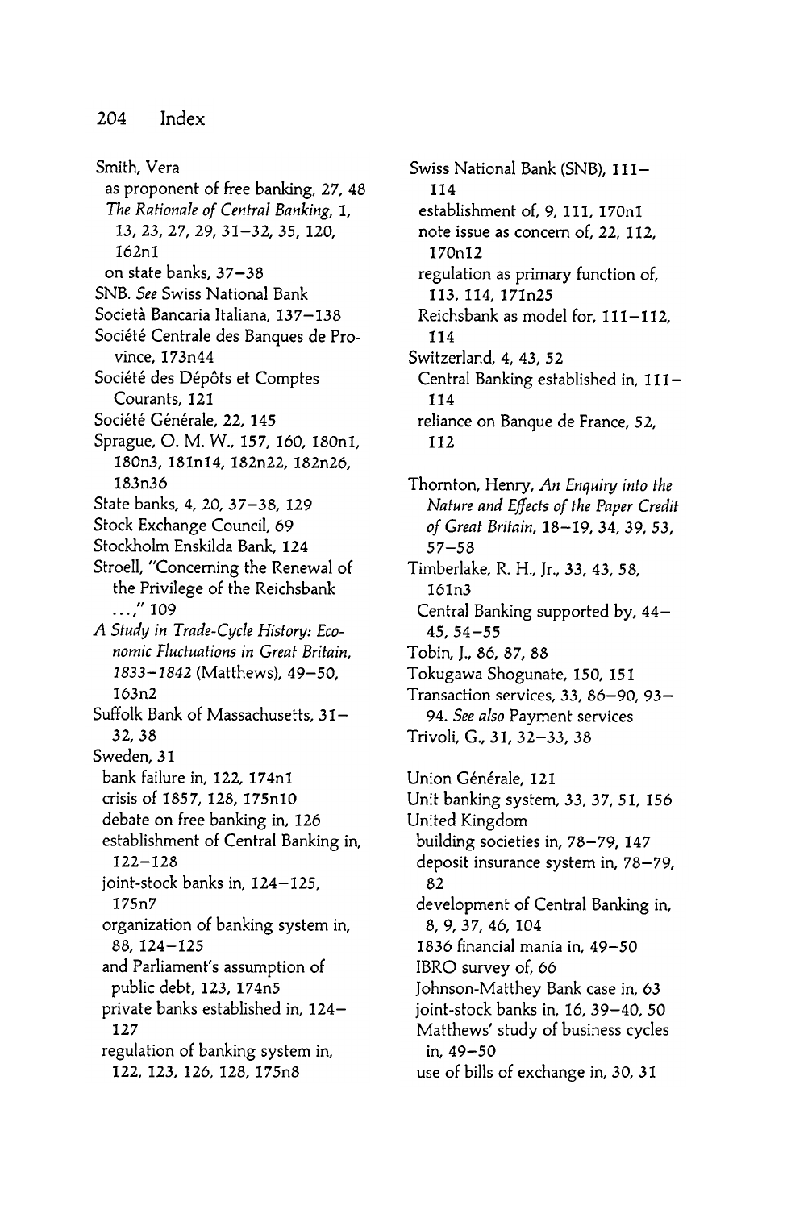Smith, Vera
- as proponent of free banking, 27, 48
- *The Rationale of Central Banking*, 1, 13, 23, 27, 29, 31–32, 35, 120, 162n1
- on state banks, 37–38

SNB. *See* Swiss National Bank
Società Bancaria Italiana, 137–138
Société Centrale des Banques de Province, 173n44
Société des Dépôts et Comptes Courants, 121
Société Générale, 22, 145
Sprague, O. M. W., 157, 160, 180n1, 180n3, 181n14, 182n22, 182n26, 183n36
State banks, 4, 20, 37–38, 129
Stock Exchange Council, 69
Stockholm Enskilda Bank, 124
Stroell, "Concerning the Renewal of the Privilege of the Reichsbank . . . ," 109
*A Study in Trade-Cycle History: Economic Fluctuations in Great Britain, 1833–1842* (Matthews), 49–50, 163n2
Suffolk Bank of Massachusetts, 31–32, 38
Sweden, 31
- bank failure in, 122, 174n1
- crisis of 1857, 128, 175n10
- debate on free banking in, 126
- establishment of Central Banking in, 122–128
- joint-stock banks in, 124–125, 175n7
- organization of banking system in, 88, 124–125
- and Parliament's assumption of public debt, 123, 174n5
- private banks established in, 124–127
- regulation of banking system in, 122, 123, 126, 128, 175n8

Swiss National Bank (SNB), 111–114
- establishment of, 9, 111, 170n1
- note issue as concern of, 22, 112, 170n12
- regulation as primary function of, 113, 114, 171n25
- Reichsbank as model for, 111–112, 114

Switzerland, 4, 43, 52
- Central Banking established in, 111–114
- reliance on Banque de France, 52, 112

Thornton, Henry, *An Enquiry into the Nature and Effects of the Paper Credit of Great Britain*, 18–19, 34, 39, 53, 57–58
Timberlake, R. H., Jr., 33, 43, 58, 161n3
- Central Banking supported by, 44–45, 54–55

Tobin, J., 86, 87, 88
Tokugawa Shogunate, 150, 151
Transaction services, 33, 86–90, 93–94. *See also* Payment services
Trivoli, G., 31, 32–33, 38

Union Générale, 121
Unit banking system, 33, 37, 51, 156
United Kingdom
- building societies in, 78–79, 147
- deposit insurance system in, 78–79, 82
- development of Central Banking in, 8, 9, 37, 46, 104
- 1836 financial mania in, 49–50
- IBRO survey of, 66
- Johnson-Matthey Bank case in, 63
- joint-stock banks in, 16, 39–40, 50
- Matthews' study of business cycles in, 49–50
- use of bills of exchange in, 30, 31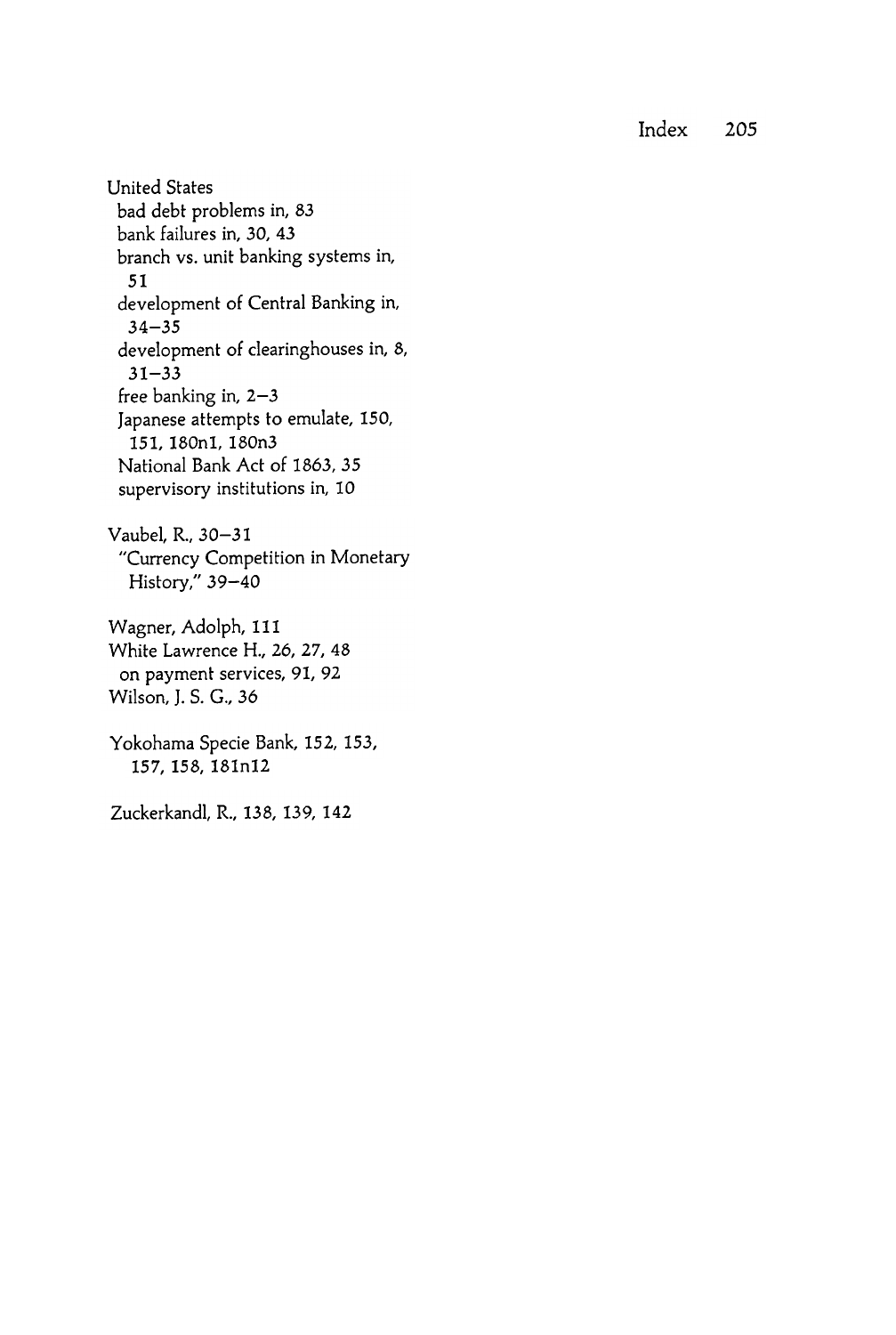United States
 bad debt problems in, 83
 bank failures in, 30, 43
 branch vs. unit banking systems in, 51
 development of Central Banking in, 34–35
 development of clearinghouses in, 8, 31–33
 free banking in, 2–3
 Japanese attempts to emulate, 150, 151, 180n1, 180n3
 National Bank Act of 1863, 35
 supervisory institutions in, 10

Vaubel, R., 30–31
 "Currency Competition in Monetary History," 39–40

Wagner, Adolph, 111
White Lawrence H., 26, 27, 48
 on payment services, 91, 92
Wilson, J. S. G., 36

Yokohama Specie Bank, 152, 153, 157, 158, 181n12

Zuckerkandl, R., 138, 139, 142